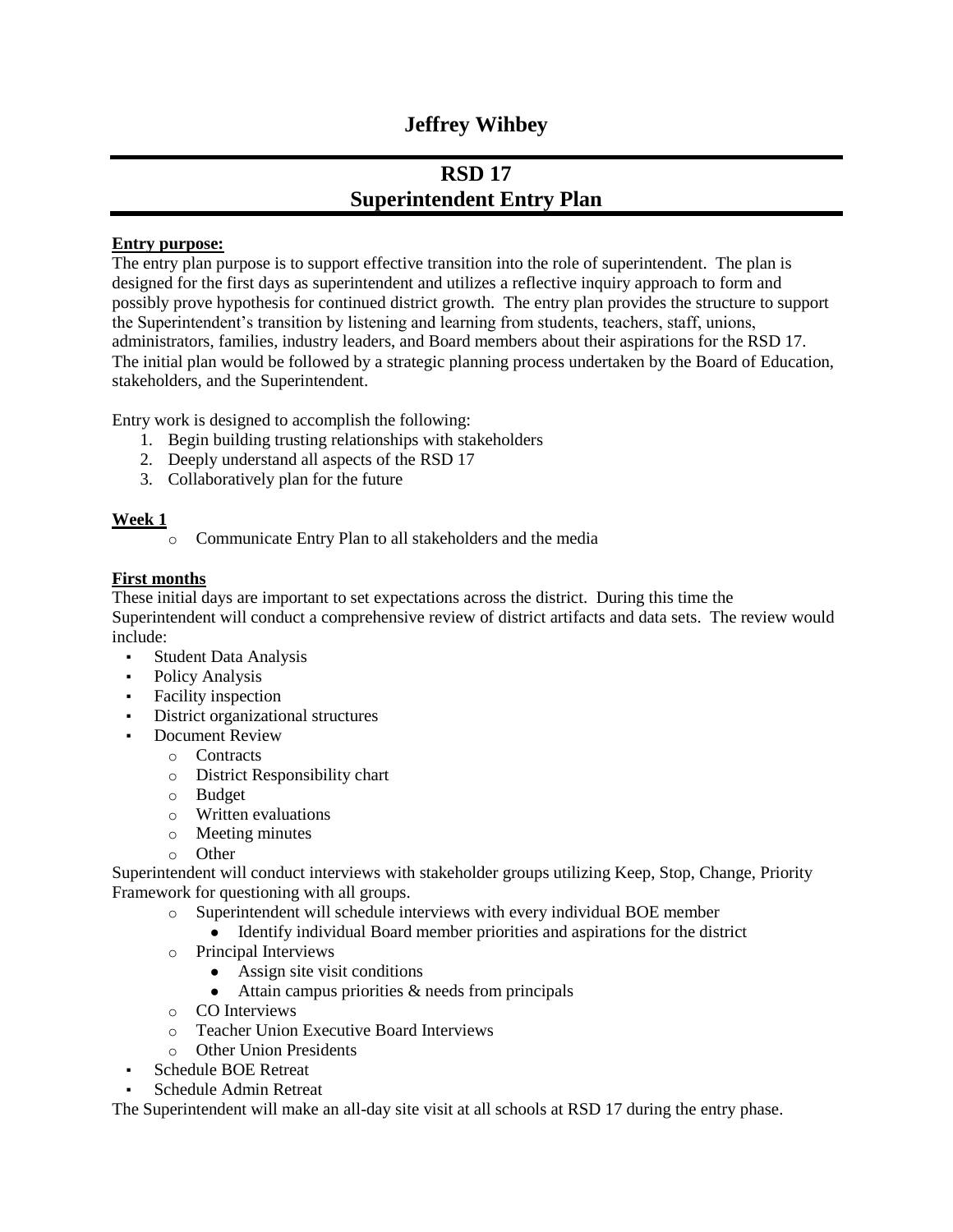# Jeffrey Wihbey

## RSD 17
## Superintendent Entry Plan

**Entry purpose:**

The entry plan purpose is to support effective transition into the role of superintendent. The plan is designed for the first days as superintendent and utilizes a reflective inquiry approach to form and possibly prove hypothesis for continued district growth. The entry plan provides the structure to support the Superintendent's transition by listening and learning from students, teachers, staff, unions, administrators, families, industry leaders, and Board members about their aspirations for the RSD 17. The initial plan would be followed by a strategic planning process undertaken by the Board of Education, stakeholders, and the Superintendent.

Entry work is designed to accomplish the following:

1. Begin building trusting relationships with stakeholders
2. Deeply understand all aspects of the RSD 17
3. Collaboratively plan for the future

**Week 1**

- Communicate Entry Plan to all stakeholders and the media

**First months**

These initial days are important to set expectations across the district. During this time the Superintendent will conduct a comprehensive review of district artifacts and data sets. The review would include:

- Student Data Analysis
- Policy Analysis
- Facility inspection
- District organizational structures
- Document Review
  - Contracts
  - District Responsibility chart
  - Budget
  - Written evaluations
  - Meeting minutes
  - Other

Superintendent will conduct interviews with stakeholder groups utilizing Keep, Stop, Change, Priority Framework for questioning with all groups.

- Superintendent will schedule interviews with every individual BOE member
  - Identify individual Board member priorities and aspirations for the district
- Principal Interviews
  - Assign site visit conditions
  - Attain campus priorities & needs from principals
- CO Interviews
- Teacher Union Executive Board Interviews
- Other Union Presidents

- Schedule BOE Retreat
- Schedule Admin Retreat

The Superintendent will make an all-day site visit at all schools at RSD 17 during the entry phase.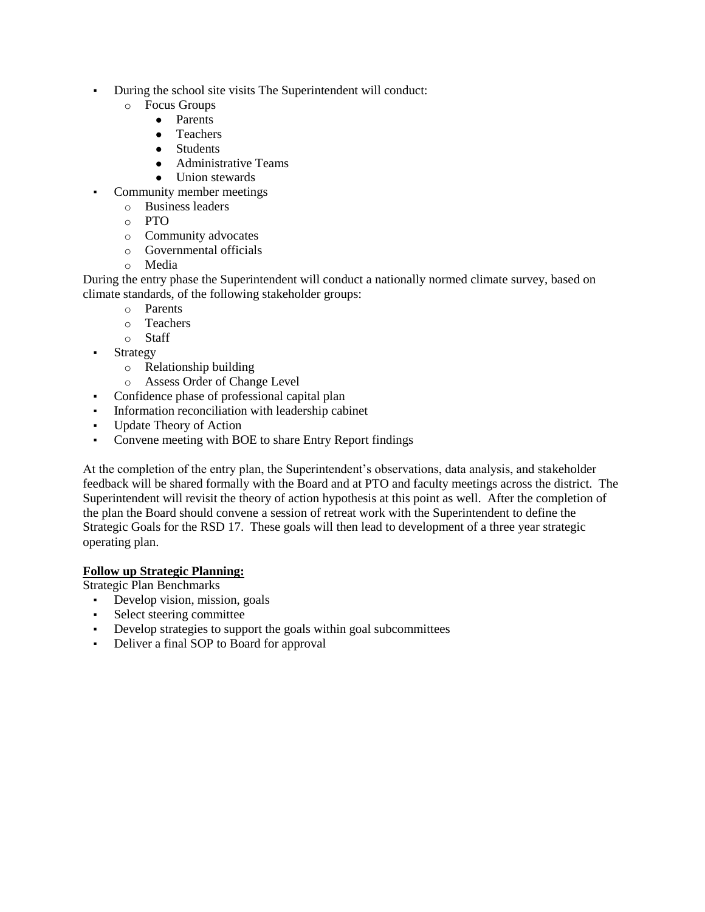- During the school site visits The Superintendent will conduct:
  - Focus Groups
    - Parents
    - Teachers
    - Students
    - Administrative Teams
    - Union stewards
- Community member meetings
  - Business leaders
  - PTO
  - Community advocates
  - Governmental officials
  - Media

During the entry phase the Superintendent will conduct a nationally normed climate survey, based on climate standards, of the following stakeholder groups:

- Parents
- Teachers
- Staff

- Strategy
  - Relationship building
  - Assess Order of Change Level
- Confidence phase of professional capital plan
- Information reconciliation with leadership cabinet
- Update Theory of Action
- Convene meeting with BOE to share Entry Report findings

At the completion of the entry plan, the Superintendent's observations, data analysis, and stakeholder feedback will be shared formally with the Board and at PTO and faculty meetings across the district. The Superintendent will revisit the theory of action hypothesis at this point as well. After the completion of the plan the Board should convene a session of retreat work with the Superintendent to define the Strategic Goals for the RSD 17. These goals will then lead to development of a three year strategic operating plan.

**Follow up Strategic Planning:**

Strategic Plan Benchmarks

- Develop vision, mission, goals
- Select steering committee
- Develop strategies to support the goals within goal subcommittees
- Deliver a final SOP to Board for approval